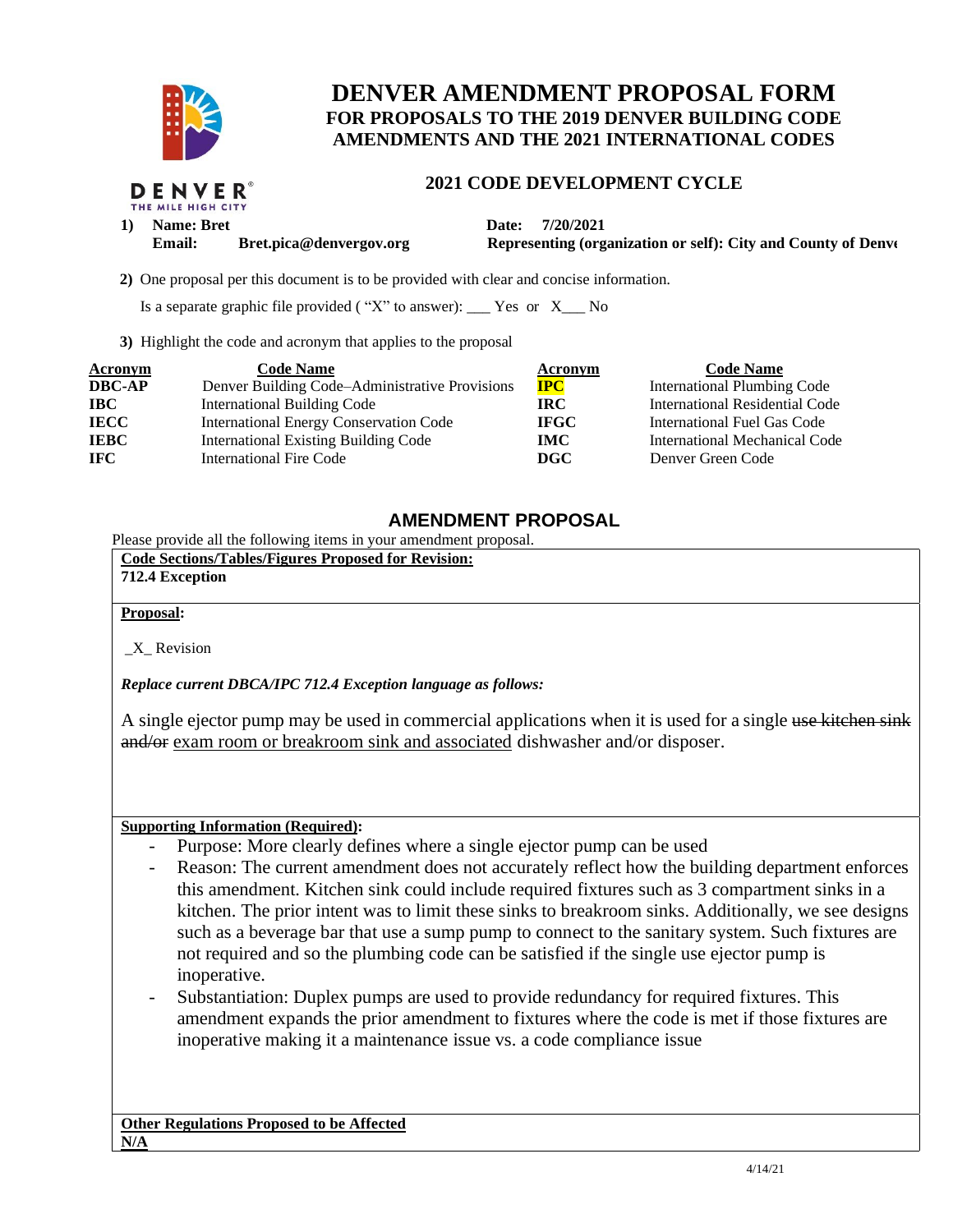# DENVER AMENDMENT PROPOSAL FORM

## FOR PROPOSALS TO THE 2019 DENVER BUILDING CODE AMENDMENTS AND THE 2021 INTERNATIONAL CODES

### 2021 CODE DEVELOPMENT CYCLE

**1) Name: Bret** **Date: 7/20/2021**

**Email: Bret.pica@denvergov.org** **Representing (organization or self): City and County of Denve**

**2)** One proposal per this document is to be provided with clear and concise information.

Is a separate graphic file provided ( "X" to answer): ___ Yes or X___ No

**3)** Highlight the code and acronym that applies to the proposal

| Acronym | Code Name | Acronym | Code Name |
|---|---|---|---|
| **DBC-AP** | Denver Building Code–Administrative Provisions | **IPC** | International Plumbing Code |
| **IBC** | International Building Code | **IRC** | International Residential Code |
| **IECC** | International Energy Conservation Code | **IFGC** | International Fuel Gas Code |
| **IEBC** | International Existing Building Code | **IMC** | International Mechanical Code |
| **IFC** | International Fire Code | **DGC** | Denver Green Code |

## AMENDMENT PROPOSAL

Please provide all the following items in your amendment proposal.

**Code Sections/Tables/Figures Proposed for Revision:**

**712.4 Exception**

**Proposal:**

_X_ Revision

***Replace current DBCA/IPC 712.4 Exception language as follows:***

A single ejector pump may be used in commercial applications when it is used for a single ~~use kitchen sink and/or~~ exam room or breakroom sink and associated dishwasher and/or disposer.

**Supporting Information (Required):**

- Purpose: More clearly defines where a single ejector pump can be used
- Reason: The current amendment does not accurately reflect how the building department enforces this amendment. Kitchen sink could include required fixtures such as 3 compartment sinks in a kitchen. The prior intent was to limit these sinks to breakroom sinks. Additionally, we see designs such as a beverage bar that use a sump pump to connect to the sanitary system. Such fixtures are not required and so the plumbing code can be satisfied if the single use ejector pump is inoperative.
- Substantiation: Duplex pumps are used to provide redundancy for required fixtures. This amendment expands the prior amendment to fixtures where the code is met if those fixtures are inoperative making it a maintenance issue vs. a code compliance issue

**Other Regulations Proposed to be Affected**

**N/A**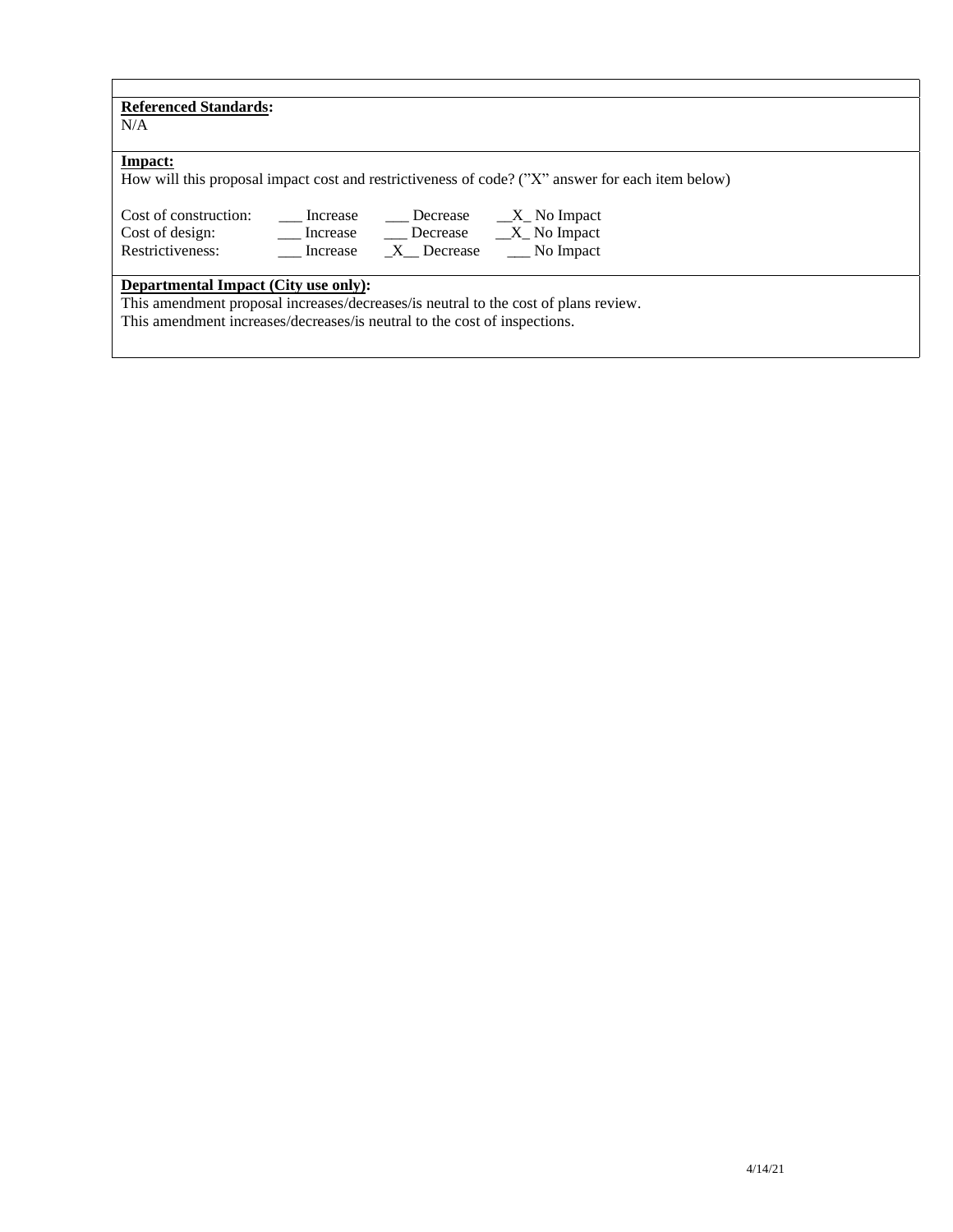**Referenced Standards:**
N/A

**Impact:**
How will this proposal impact cost and restrictiveness of code? (”X” answer for each item below)

| | | | |
|---|---|---|---|
| Cost of construction: | ___ Increase | ___ Decrease | __X_ No Impact |
| Cost of design: | ___ Increase | ___ Decrease | __X_ No Impact |
| Restrictiveness: | ___ Increase | _X__ Decrease | ___ No Impact |

**Departmental Impact (City use only):**
This amendment proposal increases/decreases/is neutral to the cost of plans review.
This amendment increases/decreases/is neutral to the cost of inspections.

4/14/21